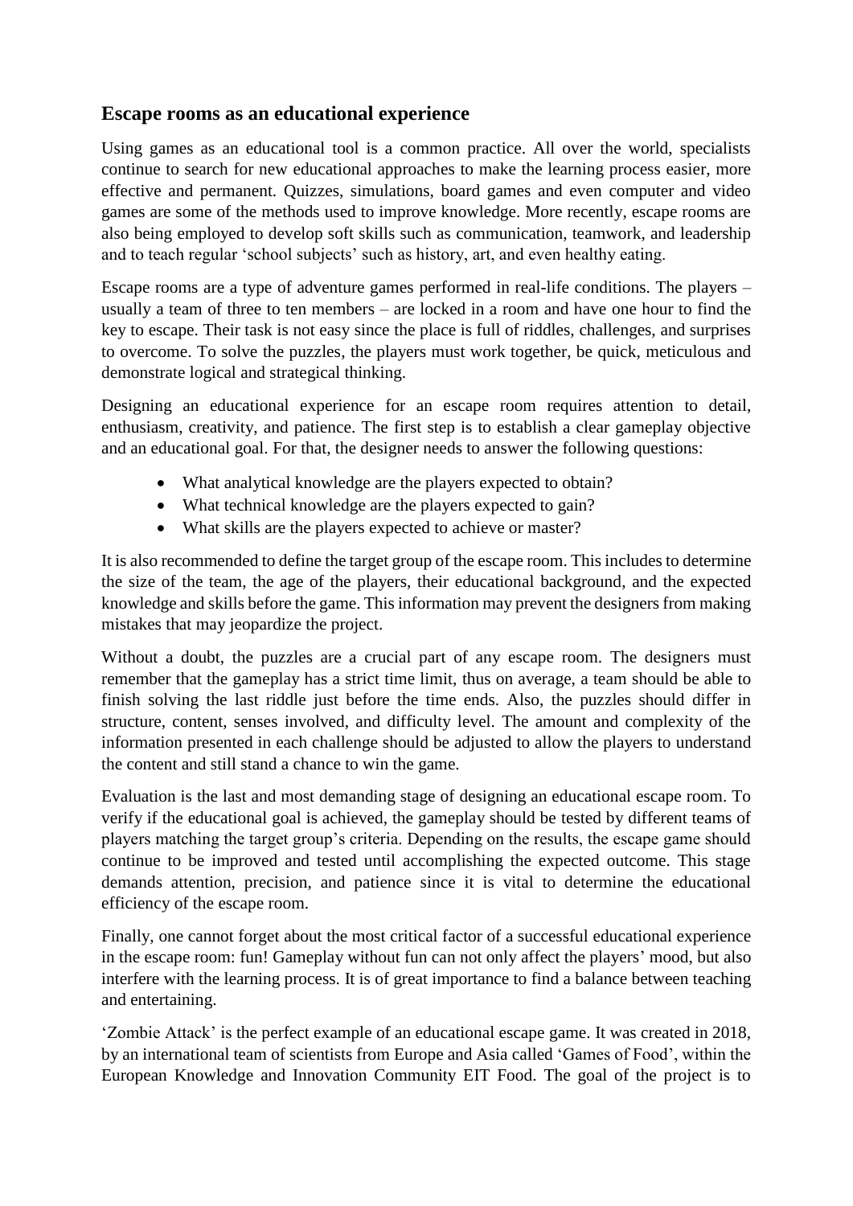## Escape rooms as an educational experience

Using games as an educational tool is a common practice. All over the world, specialists continue to search for new educational approaches to make the learning process easier, more effective and permanent. Quizzes, simulations, board games and even computer and video games are some of the methods used to improve knowledge. More recently, escape rooms are also being employed to develop soft skills such as communication, teamwork, and leadership and to teach regular 'school subjects' such as history, art, and even healthy eating.

Escape rooms are a type of adventure games performed in real-life conditions. The players – usually a team of three to ten members – are locked in a room and have one hour to find the key to escape. Their task is not easy since the place is full of riddles, challenges, and surprises to overcome. To solve the puzzles, the players must work together, be quick, meticulous and demonstrate logical and strategical thinking.

Designing an educational experience for an escape room requires attention to detail, enthusiasm, creativity, and patience. The first step is to establish a clear gameplay objective and an educational goal. For that, the designer needs to answer the following questions:

- What analytical knowledge are the players expected to obtain?
- What technical knowledge are the players expected to gain?
- What skills are the players expected to achieve or master?

It is also recommended to define the target group of the escape room. This includes to determine the size of the team, the age of the players, their educational background, and the expected knowledge and skills before the game. This information may prevent the designers from making mistakes that may jeopardize the project.

Without a doubt, the puzzles are a crucial part of any escape room. The designers must remember that the gameplay has a strict time limit, thus on average, a team should be able to finish solving the last riddle just before the time ends. Also, the puzzles should differ in structure, content, senses involved, and difficulty level. The amount and complexity of the information presented in each challenge should be adjusted to allow the players to understand the content and still stand a chance to win the game.

Evaluation is the last and most demanding stage of designing an educational escape room. To verify if the educational goal is achieved, the gameplay should be tested by different teams of players matching the target group's criteria. Depending on the results, the escape game should continue to be improved and tested until accomplishing the expected outcome. This stage demands attention, precision, and patience since it is vital to determine the educational efficiency of the escape room.

Finally, one cannot forget about the most critical factor of a successful educational experience in the escape room: fun! Gameplay without fun can not only affect the players' mood, but also interfere with the learning process. It is of great importance to find a balance between teaching and entertaining.

'Zombie Attack' is the perfect example of an educational escape game. It was created in 2018, by an international team of scientists from Europe and Asia called 'Games of Food', within the European Knowledge and Innovation Community EIT Food. The goal of the project is to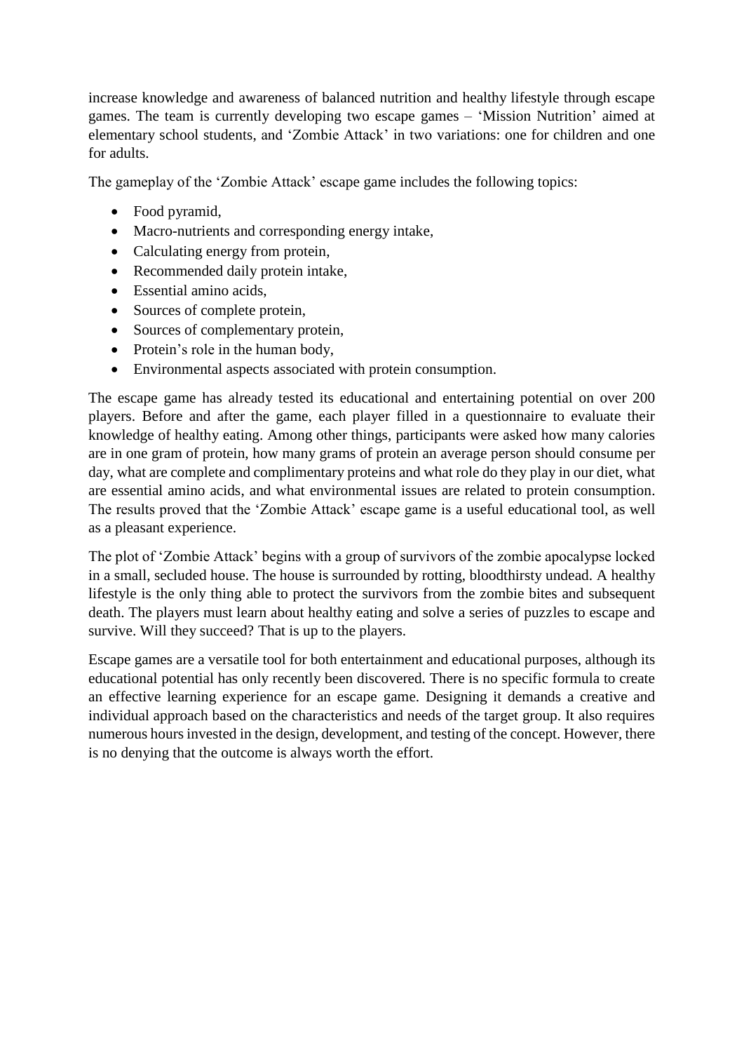increase knowledge and awareness of balanced nutrition and healthy lifestyle through escape games. The team is currently developing two escape games – 'Mission Nutrition' aimed at elementary school students, and 'Zombie Attack' in two variations: one for children and one for adults.

The gameplay of the 'Zombie Attack' escape game includes the following topics:

- Food pyramid,
- Macro-nutrients and corresponding energy intake,
- Calculating energy from protein,
- Recommended daily protein intake,
- Essential amino acids,
- Sources of complete protein,
- Sources of complementary protein,
- Protein's role in the human body,
- Environmental aspects associated with protein consumption.

The escape game has already tested its educational and entertaining potential on over 200 players. Before and after the game, each player filled in a questionnaire to evaluate their knowledge of healthy eating. Among other things, participants were asked how many calories are in one gram of protein, how many grams of protein an average person should consume per day, what are complete and complimentary proteins and what role do they play in our diet, what are essential amino acids, and what environmental issues are related to protein consumption. The results proved that the 'Zombie Attack' escape game is a useful educational tool, as well as a pleasant experience.

The plot of 'Zombie Attack' begins with a group of survivors of the zombie apocalypse locked in a small, secluded house. The house is surrounded by rotting, bloodthirsty undead. A healthy lifestyle is the only thing able to protect the survivors from the zombie bites and subsequent death. The players must learn about healthy eating and solve a series of puzzles to escape and survive. Will they succeed? That is up to the players.

Escape games are a versatile tool for both entertainment and educational purposes, although its educational potential has only recently been discovered. There is no specific formula to create an effective learning experience for an escape game. Designing it demands a creative and individual approach based on the characteristics and needs of the target group. It also requires numerous hours invested in the design, development, and testing of the concept. However, there is no denying that the outcome is always worth the effort.